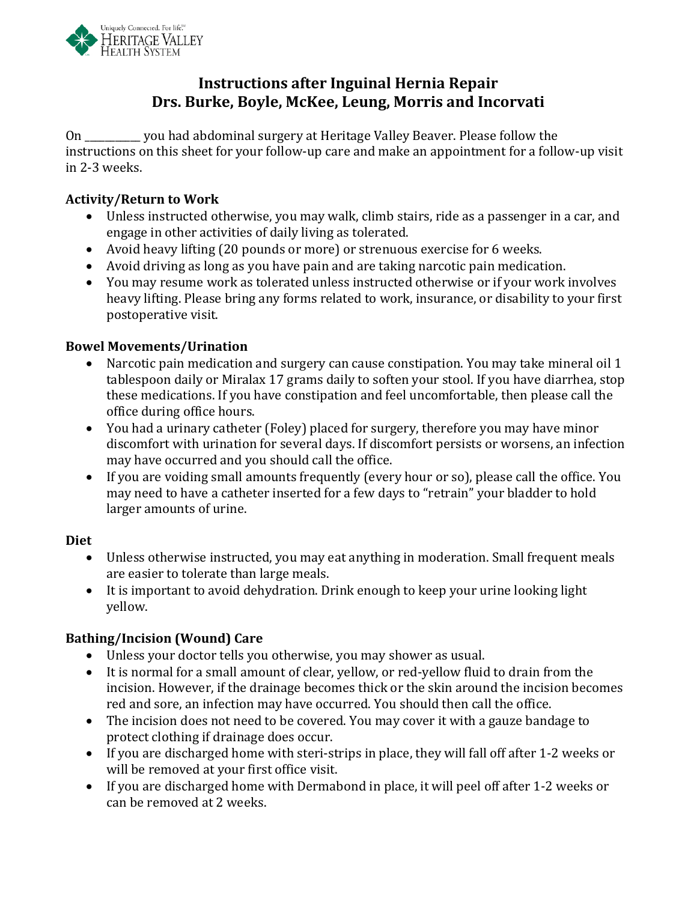Uniquely Connected. For life.℠
Heritage Valley Health System

# Instructions after Inguinal Hernia Repair
## Drs. Burke, Boyle, McKee, Leung, Morris and Incorvati

On __________ you had abdominal surgery at Heritage Valley Beaver. Please follow the instructions on this sheet for your follow-up care and make an appointment for a follow-up visit in 2-3 weeks.

**Activity/Return to Work**

- Unless instructed otherwise, you may walk, climb stairs, ride as a passenger in a car, and engage in other activities of daily living as tolerated.
- Avoid heavy lifting (20 pounds or more) or strenuous exercise for 6 weeks.
- Avoid driving as long as you have pain and are taking narcotic pain medication.
- You may resume work as tolerated unless instructed otherwise or if your work involves heavy lifting. Please bring any forms related to work, insurance, or disability to your first postoperative visit.

**Bowel Movements/Urination**

- Narcotic pain medication and surgery can cause constipation. You may take mineral oil 1 tablespoon daily or Miralax 17 grams daily to soften your stool. If you have diarrhea, stop these medications. If you have constipation and feel uncomfortable, then please call the office during office hours.
- You had a urinary catheter (Foley) placed for surgery, therefore you may have minor discomfort with urination for several days. If discomfort persists or worsens, an infection may have occurred and you should call the office.
- If you are voiding small amounts frequently (every hour or so), please call the office. You may need to have a catheter inserted for a few days to "retrain" your bladder to hold larger amounts of urine.

**Diet**

- Unless otherwise instructed, you may eat anything in moderation. Small frequent meals are easier to tolerate than large meals.
- It is important to avoid dehydration. Drink enough to keep your urine looking light yellow.

**Bathing/Incision (Wound) Care**

- Unless your doctor tells you otherwise, you may shower as usual.
- It is normal for a small amount of clear, yellow, or red-yellow fluid to drain from the incision. However, if the drainage becomes thick or the skin around the incision becomes red and sore, an infection may have occurred. You should then call the office.
- The incision does not need to be covered. You may cover it with a gauze bandage to protect clothing if drainage does occur.
- If you are discharged home with steri-strips in place, they will fall off after 1-2 weeks or will be removed at your first office visit.
- If you are discharged home with Dermabond in place, it will peel off after 1-2 weeks or can be removed at 2 weeks.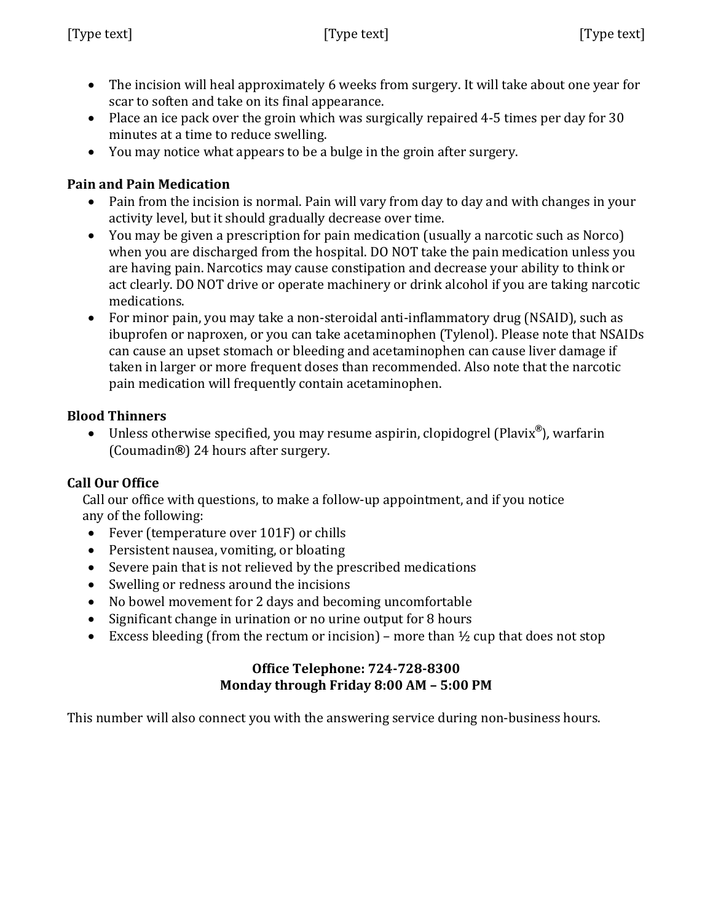- The incision will heal approximately 6 weeks from surgery. It will take about one year for scar to soften and take on its final appearance.
- Place an ice pack over the groin which was surgically repaired 4-5 times per day for 30 minutes at a time to reduce swelling.
- You may notice what appears to be a bulge in the groin after surgery.

**Pain and Pain Medication**

- Pain from the incision is normal. Pain will vary from day to day and with changes in your activity level, but it should gradually decrease over time.
- You may be given a prescription for pain medication (usually a narcotic such as Norco) when you are discharged from the hospital. DO NOT take the pain medication unless you are having pain. Narcotics may cause constipation and decrease your ability to think or act clearly. DO NOT drive or operate machinery or drink alcohol if you are taking narcotic medications.
- For minor pain, you may take a non-steroidal anti-inflammatory drug (NSAID), such as ibuprofen or naproxen, or you can take acetaminophen (Tylenol). Please note that NSAIDs can cause an upset stomach or bleeding and acetaminophen can cause liver damage if taken in larger or more frequent doses than recommended. Also note that the narcotic pain medication will frequently contain acetaminophen.

**Blood Thinners**

- Unless otherwise specified, you may resume aspirin, clopidogrel (Plavix®), warfarin (Coumadin®) 24 hours after surgery.

**Call Our Office**

Call our office with questions, to make a follow-up appointment, and if you notice any of the following:

- Fever (temperature over 101F) or chills
- Persistent nausea, vomiting, or bloating
- Severe pain that is not relieved by the prescribed medications
- Swelling or redness around the incisions
- No bowel movement for 2 days and becoming uncomfortable
- Significant change in urination or no urine output for 8 hours
- Excess bleeding (from the rectum or incision) – more than ½ cup that does not stop

**Office Telephone: 724-728-8300**
**Monday through Friday 8:00 AM – 5:00 PM**

This number will also connect you with the answering service during non-business hours.